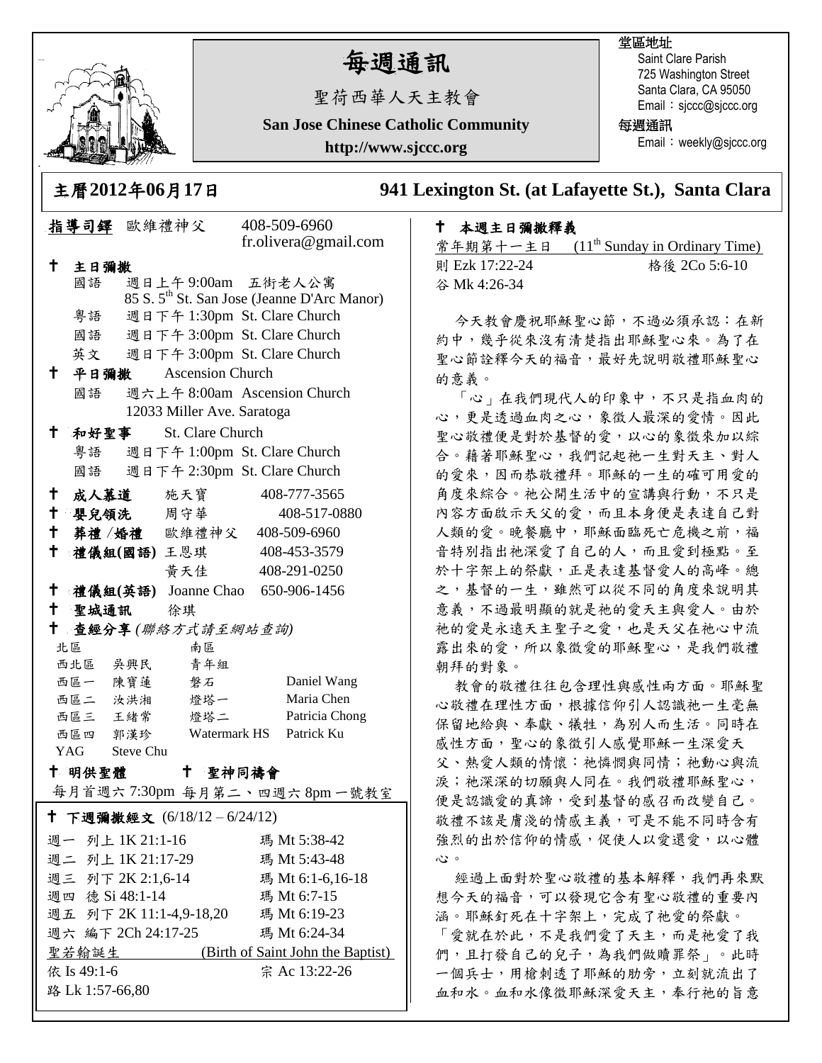# 每週通訊

聖荷西華人天主教會

**San Jose Chinese Catholic Community**

**http://www.sjccc.org**

堂區地址
Saint Clare Parish
725 Washington Street
Santa Clara, CA 95050
Email：sjccc@sjccc.org

每週通訊
Email：weekly@sjccc.org

## 主曆2012年06月17日　　941 Lexington St. (at Lafayette St.), Santa Clara

**指導司鐸** 歐維禮神父　408-509-6960　fr.olivera@gmail.com

✝ **主日彌撒**
- 國語　週日上午 9:00am　五街老人公寓　85 S. 5th St. San Jose (Jeanne D'Arc Manor)
- 粵語　週日下午 1:30pm　St. Clare Church
- 國語　週日下午 3:00pm　St. Clare Church
- 英文　週日下午 3:00pm　St. Clare Church

✝ **平日彌撒**　Ascension Church
- 國語　週六上午 8:00am　Ascension Church　12033 Miller Ave. Saratoga

✝ **和好聖事**　St. Clare Church
- 粵語　週日下午 1:00pm　St. Clare Church
- 國語　週日下午 2:30pm　St. Clare Church

✝ **成人慕道**　施天寶　408-777-3565
✝ **嬰兒領洗**　周守華　408-517-0880
✝ **葬禮 /婚禮**　歐維禮神父　408-509-6960
✝ **禮儀組(國語)**　王恩琪　408-453-3579；黃天佳　408-291-0250
✝ **禮儀組(英語)**　Joanne Chao　650-906-1456
✝ **聖城通訊**　徐琪
✝ **查經分享** *(聯絡方式請至網站查詢)*

| 北區 | | 南區 | |
|---|---|---|---|
| 西北區 | 吳興民 | 青年組 | |
| 西區一 | 陳寶蓮 | 磐石 | Daniel Wang |
| 西區二 | 汝洪湘 | 燈塔一 | Maria Chen |
| 西區三 | 王緒常 | 燈塔二 | Patricia Chong |
| 西區四 | 郭漢珍 | Watermark HS | Patrick Ku |
| YAG | Steve Chu | | |

✝ **明供聖體**　　✝ **聖神同禱會**

每月首週六 7:30pm　每月第二、四週六 8pm 一號教室

✝ **下週彌撒經文** (6/18/12 – 6/24/12)

| | |
|---|---|
| 週一　列上 1K 21:1-16 | 瑪 Mt 5:38-42 |
| 週二　列上 1K 21:17-29 | 瑪 Mt 5:43-48 |
| 週三　列下 2K 2:1,6-14 | 瑪 Mt 6:1-6,16-18 |
| 週四　德 Si 48:1-14 | 瑪 Mt 6:7-15 |
| 週五　列下 2K 11:1-4,9-18,20 | 瑪 Mt 6:19-23 |
| 週六　編下 2Ch 24:17-25 | 瑪 Mt 6:24-34 |
| 聖若翰誕生 | (Birth of Saint John the Baptist) |
| 依 Is 49:1-6 | 宗 Ac 13:22-26 |
| 路 Lk 1:57-66,80 | |

✝ **本週主日彌撒釋義**

常年期第十一主日　(11th Sunday in Ordinary Time)

則 Ezk 17:22-24　　格後 2Co 5:6-10
谷 Mk 4:26-34

今天教會慶祝耶穌聖心節，不過必須承認：在新約中，幾乎從來沒有清楚指出耶穌聖心來。為了在聖心節詮釋今天的福音，最好先說明敬禮耶穌聖心的意義。

「心」在我們現代人的印象中，不只是指血肉的心，更是透過血肉之心，象徵人最深的愛情。因此聖心敬禮便是對於基督的愛，以心的象徵來加以綜合。藉著耶穌聖心，我們記起祂一生對天主、對人的愛來，因而恭敬禮拜。耶穌的一生的確可用愛的角度來綜合。祂公開生活中的宣講與行動，不只是內容方面啟示天父的愛，而且本身便是表達自己對人類的愛。晚餐廳中，耶穌面臨死亡危機之前，福音特別指出祂深愛了自己的人，而且愛到極點。至於十字架上的祭獻，正是表達基督愛人的高峰。總之，基督的一生，雖然可以從不同的角度來說明其意義，不過最明顯的就是祂的愛天主與愛人。由於祂的愛是永遠天主聖子之愛，也是天父在祂心中流露出來的愛，所以象徵愛的耶穌聖心，是我們敬禮朝拜的對象。

教會的敬禮往往包含理性與感性兩方面。耶穌聖心敬禮在理性方面，根據信仰引人認識祂一生毫無保留地給與、奉獻、犧牲，為別人而生活。同時在感性方面，聖心的象徵引人感覺耶穌一生深愛天父、熱愛人類的情懷：祂憐憫與同情；祂動心與流淚；祂深深的切願與人同在。我們敬禮耶穌聖心，便是認識愛的真諦，受到基督的感召而改變自己。敬禮不該是膚淺的情感主義，可是不能不同時含有強烈的出於信仰的情感，促使人以愛還愛，以心體心。

經過上面對於聖心敬禮的基本解釋，我們再來默想今天的福音，可以發現它含有聖心敬禮的重要內涵。耶穌釘死在十字架上，完成了祂愛的祭獻。「愛就在於此，不是我們愛了天主，而是祂愛了我們，且打發自己的兒子，為我們做贖罪祭」。此時一個兵士，用槍刺透了耶穌的肋旁，立刻就流出了血和水。血和水像徵耶穌深愛天主，奉行祂的旨意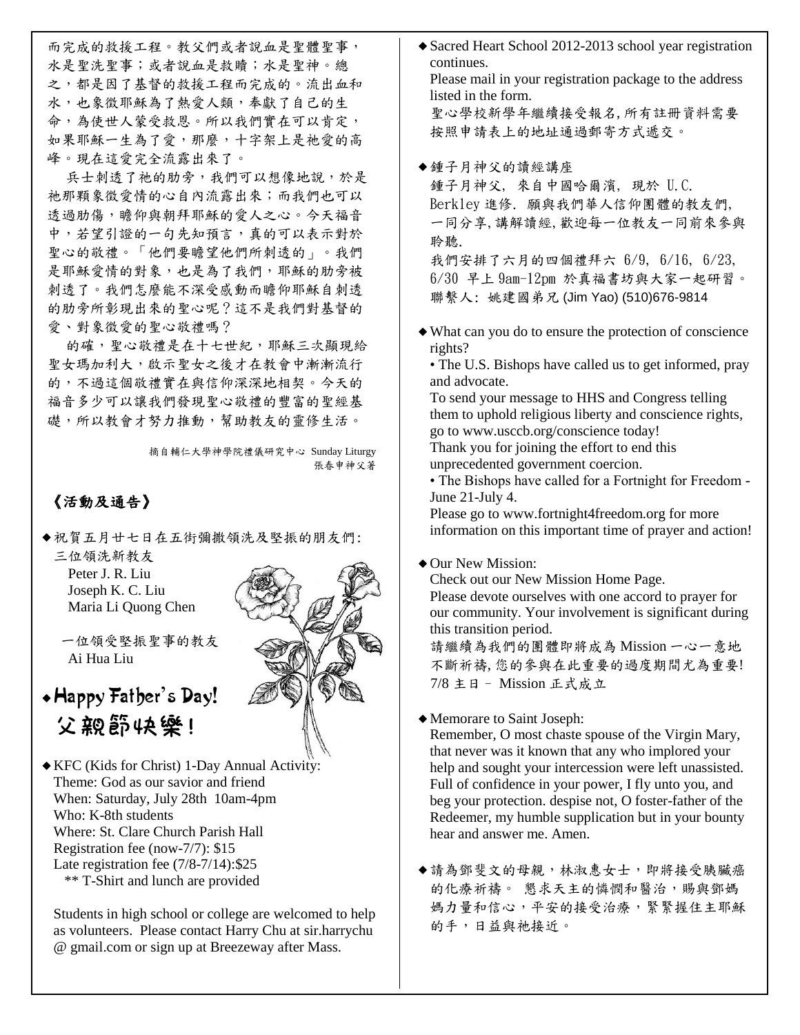而完成的救援工程。教父們或者說血是聖體聖事，水是聖洗聖事；或者說血是救贖；水是聖神。總之，都是因了基督的救援工程而完成的。流出血和水，也象徵耶穌為了熱愛人類，奉獻了自己的生命，為使世人蒙受救恩。所以我們實在可以肯定，如果耶穌一生為了愛，那麼，十字架上是祂愛的高峰。現在這愛完全流露出來了。

兵士刺透了祂的肋旁，我們可以想像地說，於是祂那顆象徵愛情的心自內流露出來；而我們也可以透過肋傷，瞻仰與朝拜耶穌的愛人之心。今天福音中，若望引證的一句先知預言，真的可以表示對於聖心的敬禮。「他們要瞻望他們所刺透的」。我們是耶穌愛情的對象，也是為了我們，耶穌的肋旁被刺透了。我們怎麼能不深受感動而瞻仰耶穌自刺透的肋旁所彰現出來的聖心呢？這不是我們對基督的愛、對象徵愛的聖心敬禮嗎？

的確，聖心敬禮是在十七世紀，耶穌三次顯現給聖女瑪加利大，啟示聖女之後才在教會中漸漸流行的，不過這個敬禮實在與信仰深深地相契。今天的福音多少可以讓我們發現聖心敬禮的豐富的聖經基礎，所以教會才努力推動，幫助教友的靈修生活。

摘自輔仁大學神學院禮儀研究中心 Sunday Liturgy
張春申神父著

## 《活動及通告》

◆祝賀五月廿七日在五街彌撒領洗及堅振的朋友們:
三位領洗新教友
Peter J. R. Liu
Joseph K. C. Liu
Maria Li Quong Chen

一位領受堅振聖事的教友
Ai Hua Liu

◆**Happy Father's Day!**
**父親節快樂！**

◆KFC (Kids for Christ) 1-Day Annual Activity:
Theme: God as our savior and friend
When: Saturday, July 28th 10am-4pm
Who: K-8th students
Where: St. Clare Church Parish Hall
Registration fee (now-7/7): $15
Late registration fee (7/8-7/14):$25
** T-Shirt and lunch are provided

Students in high school or college are welcomed to help as volunteers. Please contact Harry Chu at sir.harrychu @ gmail.com or sign up at Breezeway after Mass.

◆Sacred Heart School 2012-2013 school year registration continues.
Please mail in your registration package to the address listed in the form.
聖心學校新學年繼續接受報名,所有註冊資料需要按照申請表上的地址通過郵寄方式遞交。

◆鍾子月神父的讀經講座
鍾子月神父, 來自中國哈爾濱, 現於 U.C. Berkley 進修. 願與我們華人信仰團體的教友們, 一同分享,講解讀經,歡迎每一位教友一同前來參與聆聽.
我們安排了六月的四個禮拜六 6/9, 6/16, 6/23, 6/30 早上 9am-12pm 於真福書坊與大家一起研習。
聯繫人: 姚建國弟兄 (Jim Yao) (510)676-9814

◆What can you do to ensure the protection of conscience rights?
• The U.S. Bishops have called us to get informed, pray and advocate.
To send your message to HHS and Congress telling them to uphold religious liberty and conscience rights, go to www.usccb.org/conscience today!
Thank you for joining the effort to end this unprecedented government coercion.
• The Bishops have called for a Fortnight for Freedom - June 21-July 4.
Please go to www.fortnight4freedom.org for more information on this important time of prayer and action!

◆Our New Mission:
Check out our New Mission Home Page.
Please devote ourselves with one accord to prayer for our community. Your involvement is significant during this transition period.
請繼續為我們的團體即將成為 Mission 一心一意地不斷祈禱,您的參與在此重要的過度期間尤為重要!
7/8 主日 – Mission 正式成立

◆Memorare to Saint Joseph:
Remember, O most chaste spouse of the Virgin Mary, that never was it known that any who implored your help and sought your intercession were left unassisted. Full of confidence in your power, I fly unto you, and beg your protection. despise not, O foster-father of the Redeemer, my humble supplication but in your bounty hear and answer me. Amen.

◆請為鄧斐文的母親，林淑惠女士，即將接受胰臟癌的化療祈禱。 懇求天主的憐憫和醫治，賜與鄧媽媽力量和信心，平安的接受治療，緊緊握住主耶穌的手，日益與祂接近。